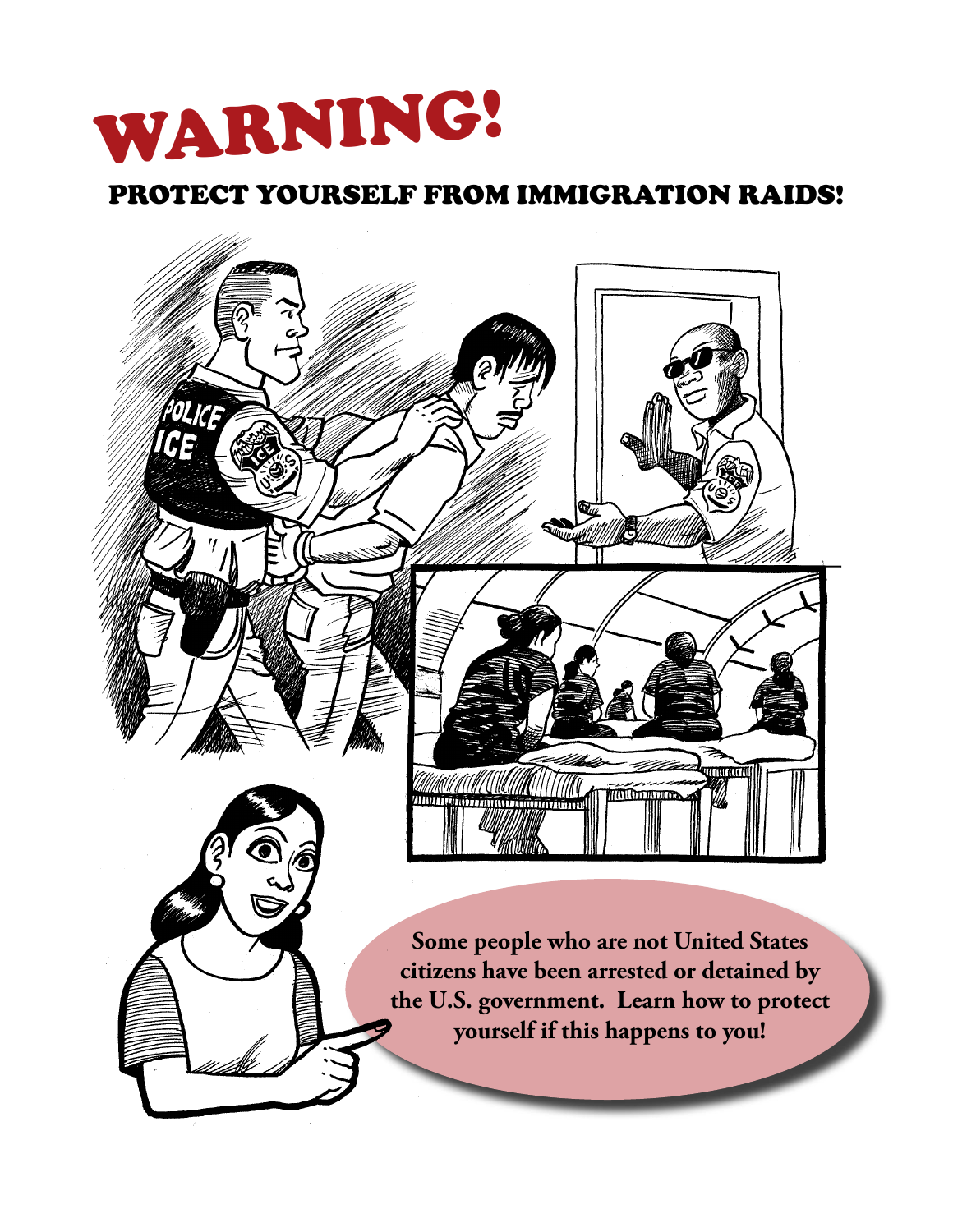# WARNING!

## PROTECT YOURSELF FROM IMMIGRATION RAIDS!

POLICE ICE

**Some people who are not United States citizens have been arrested or detained by the U.S. government. Learn how to protect yourself if this happens to you!**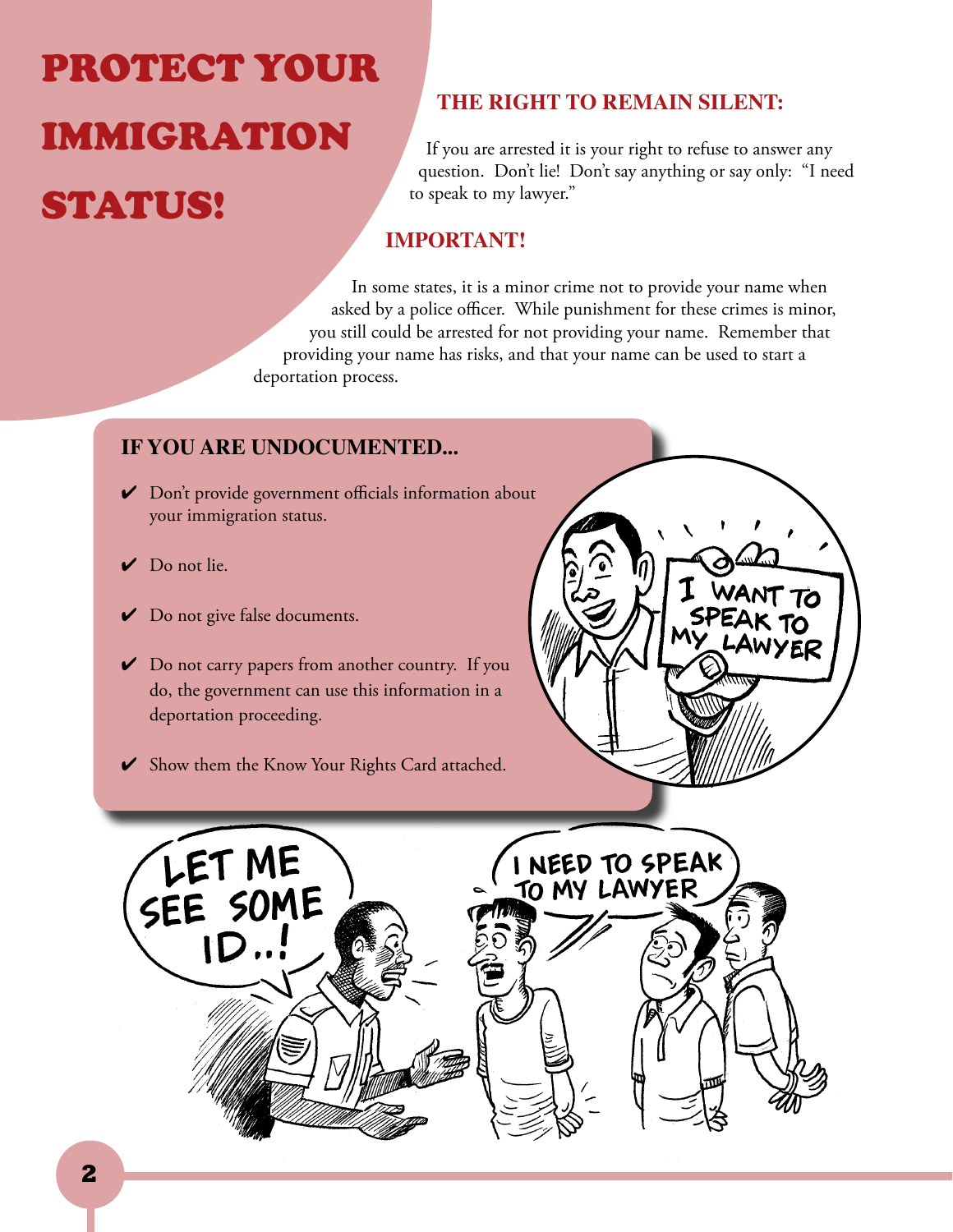# PROTECT YOUR IMMIGRATION STATUS!

## THE RIGHT TO REMAIN SILENT:

If you are arrested it is your right to refuse to answer any question. Don't lie! Don't say anything or say only: "I need to speak to my lawyer."

## IMPORTANT!

In some states, it is a minor crime not to provide your name when asked by a police officer. While punishment for these crimes is minor, you still could be arrested for not providing your name. Remember that providing your name has risks, and that your name can be used to start a deportation process.

### IF YOU ARE UNDOCUMENTED...

- ✔ Don't provide government officials information about your immigration status.
- ✔ Do not lie.
- ✔ Do not give false documents.
- ✔ Do not carry papers from another country. If you do, the government can use this information in a deportation proceeding.
- ✔ Show them the Know Your Rights Card attached.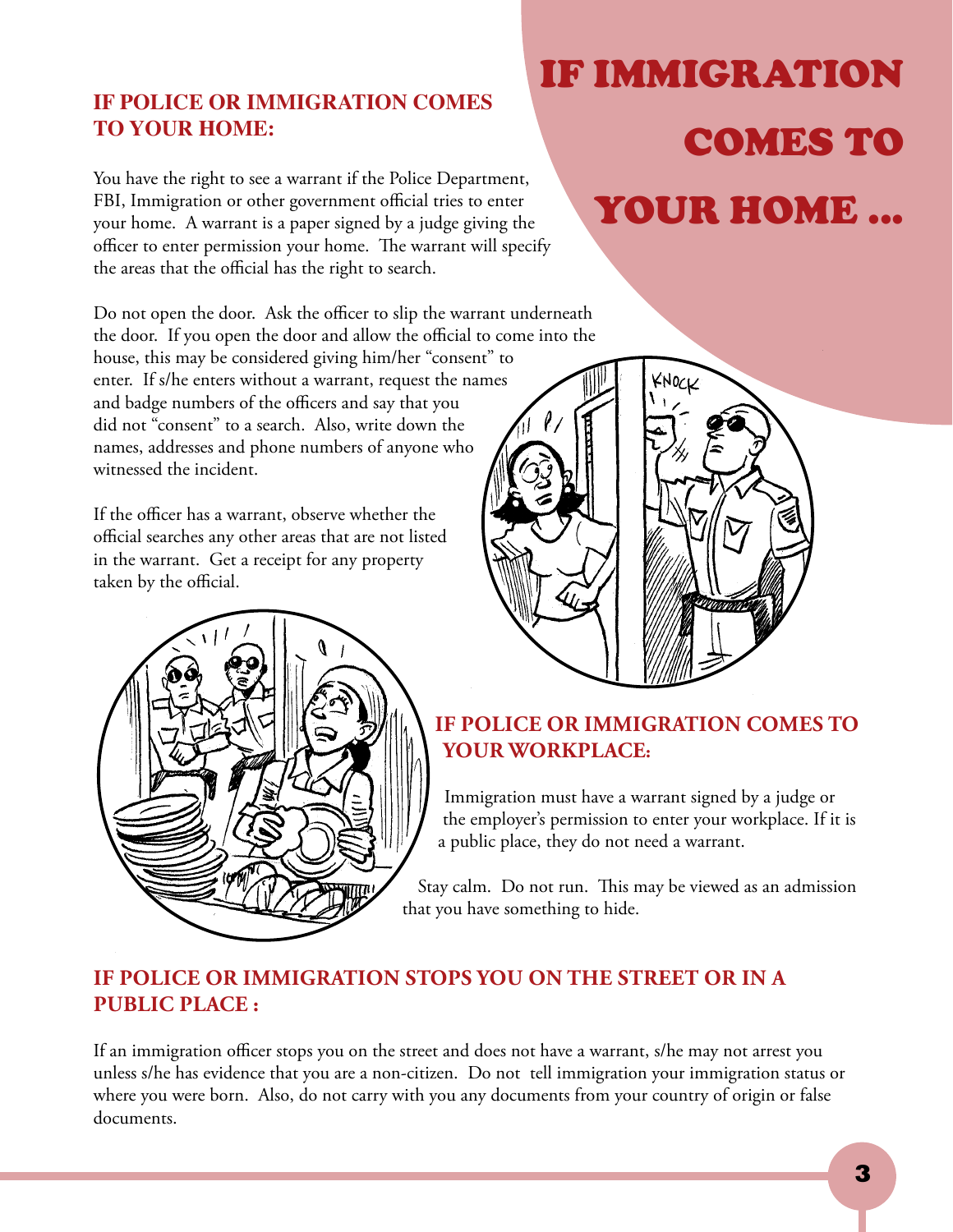# IF IMMIGRATION COMES TO YOUR HOME ...

## IF POLICE OR IMMIGRATION COMES TO YOUR HOME:

You have the right to see a warrant if the Police Department, FBI, Immigration or other government official tries to enter your home. A warrant is a paper signed by a judge giving the officer to enter permission your home. The warrant will specify the areas that the official has the right to search.

Do not open the door. Ask the officer to slip the warrant underneath the door. If you open the door and allow the official to come into the house, this may be considered giving him/her "consent" to enter. If s/he enters without a warrant, request the names and badge numbers of the officers and say that you did not "consent" to a search. Also, write down the names, addresses and phone numbers of anyone who witnessed the incident.

If the officer has a warrant, observe whether the official searches any other areas that are not listed in the warrant. Get a receipt for any property taken by the official.

## IF POLICE OR IMMIGRATION COMES TO YOUR WORKPLACE:

Immigration must have a warrant signed by a judge or the employer's permission to enter your workplace. If it is a public place, they do not need a warrant.

Stay calm. Do not run. This may be viewed as an admission that you have something to hide.

## IF POLICE OR IMMIGRATION STOPS YOU ON THE STREET OR IN A PUBLIC PLACE :

If an immigration officer stops you on the street and does not have a warrant, s/he may not arrest you unless s/he has evidence that you are a non-citizen. Do not tell immigration your immigration status or where you were born. Also, do not carry with you any documents from your country of origin or false documents.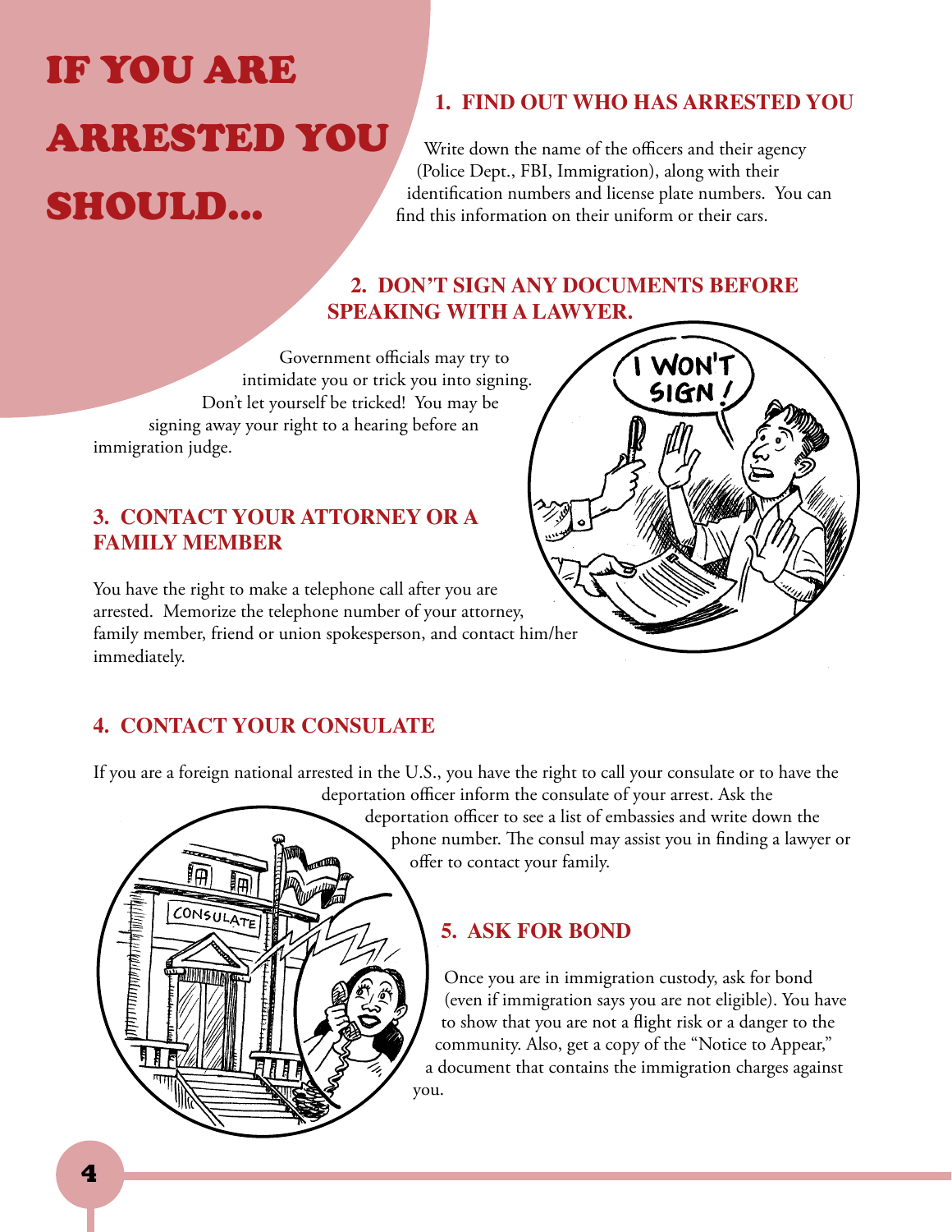# IF YOU ARE ARRESTED YOU SHOULD...

## 1. FIND OUT WHO HAS ARRESTED YOU

Write down the name of the officers and their agency (Police Dept., FBI, Immigration), along with their identification numbers and license plate numbers. You can find this information on their uniform or their cars.

## 2. DON'T SIGN ANY DOCUMENTS BEFORE SPEAKING WITH A LAWYER.

Government officials may try to intimidate you or trick you into signing. Don't let yourself be tricked! You may be signing away your right to a hearing before an immigration judge.

## 3. CONTACT YOUR ATTORNEY OR A FAMILY MEMBER

You have the right to make a telephone call after you are arrested. Memorize the telephone number of your attorney, family member, friend or union spokesperson, and contact him/her immediately.

## 4. CONTACT YOUR CONSULATE

If you are a foreign national arrested in the U.S., you have the right to call your consulate or to have the deportation officer inform the consulate of your arrest. Ask the deportation officer to see a list of embassies and write down the phone number. The consul may assist you in finding a lawyer or offer to contact your family.

## 5. ASK FOR BOND

Once you are in immigration custody, ask for bond (even if immigration says you are not eligible). You have to show that you are not a flight risk or a danger to the community. Also, get a copy of the "Notice to Appear," a document that contains the immigration charges against you.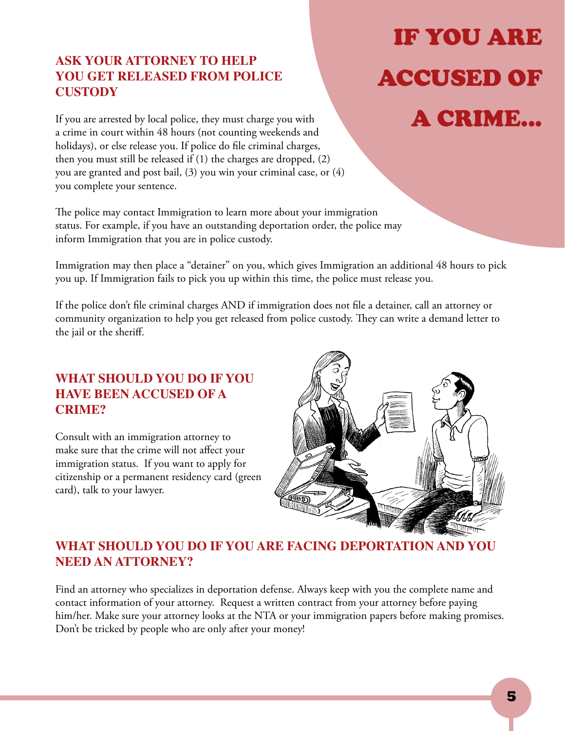# IF YOU ARE ACCUSED OF A CRIME...

## ASK YOUR ATTORNEY TO HELP YOU GET RELEASED FROM POLICE CUSTODY

If you are arrested by local police, they must charge you with a crime in court within 48 hours (not counting weekends and holidays), or else release you. If police do file criminal charges, then you must still be released if (1) the charges are dropped, (2) you are granted and post bail, (3) you win your criminal case, or (4) you complete your sentence.

The police may contact Immigration to learn more about your immigration status. For example, if you have an outstanding deportation order, the police may inform Immigration that you are in police custody.

Immigration may then place a "detainer" on you, which gives Immigration an additional 48 hours to pick you up. If Immigration fails to pick you up within this time, the police must release you.

If the police don't file criminal charges AND if immigration does not file a detainer, call an attorney or community organization to help you get released from police custody. They can write a demand letter to the jail or the sheriff.

## WHAT SHOULD YOU DO IF YOU HAVE BEEN ACCUSED OF A CRIME?

Consult with an immigration attorney to make sure that the crime will not affect your immigration status. If you want to apply for citizenship or a permanent residency card (green card), talk to your lawyer.

## WHAT SHOULD YOU DO IF YOU ARE FACING DEPORTATION AND YOU NEED AN ATTORNEY?

Find an attorney who specializes in deportation defense. Always keep with you the complete name and contact information of your attorney. Request a written contract from your attorney before paying him/her. Make sure your attorney looks at the NTA or your immigration papers before making promises. Don't be tricked by people who are only after your money!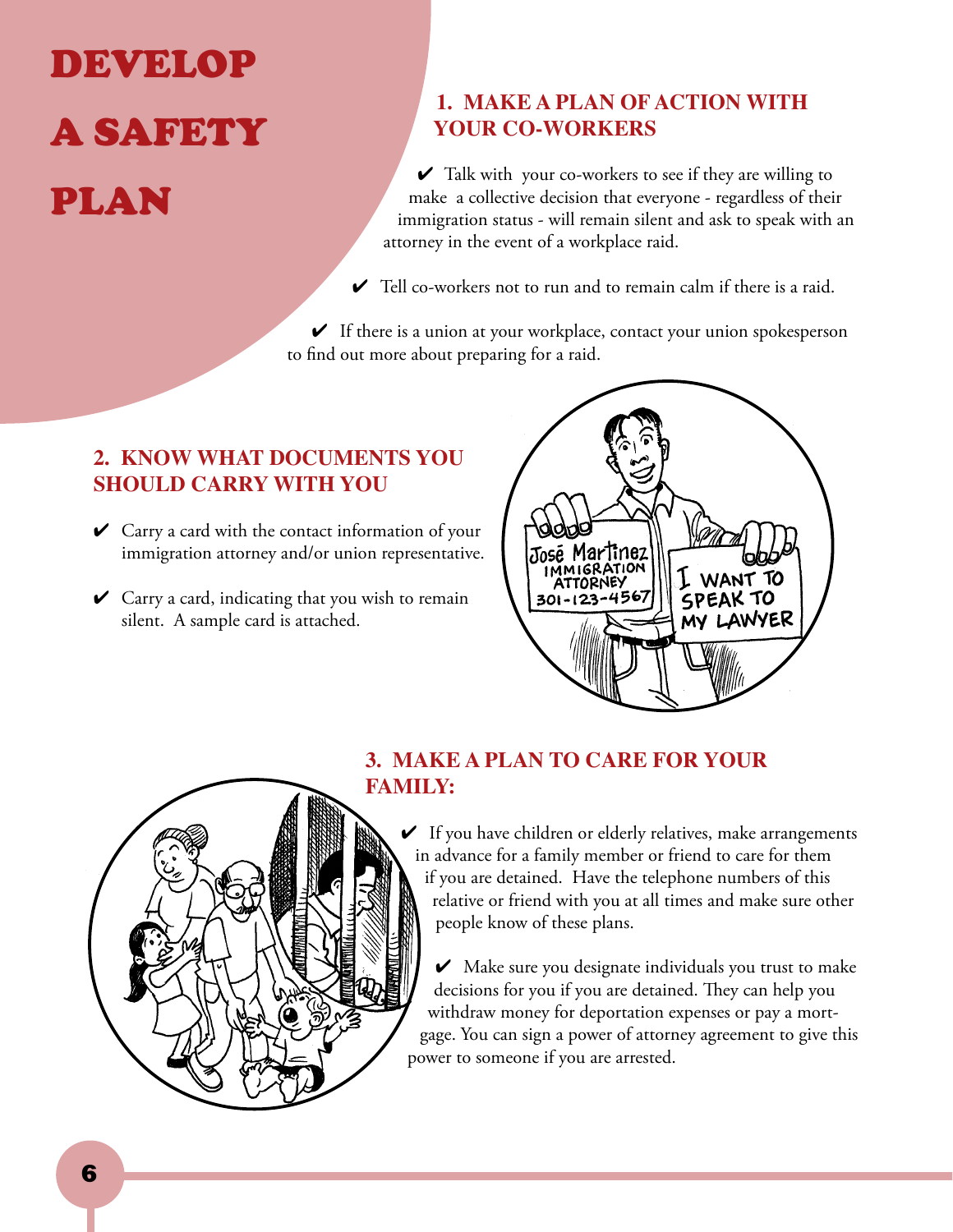# DEVELOP A SAFETY PLAN

## 1. MAKE A PLAN OF ACTION WITH YOUR CO-WORKERS

- ✔ Talk with your co-workers to see if they are willing to make a collective decision that everyone - regardless of their immigration status - will remain silent and ask to speak with an attorney in the event of a workplace raid.
- ✔ Tell co-workers not to run and to remain calm if there is a raid.
- ✔ If there is a union at your workplace, contact your union spokesperson to find out more about preparing for a raid.

## 2. KNOW WHAT DOCUMENTS YOU SHOULD CARRY WITH YOU

- ✔ Carry a card with the contact information of your immigration attorney and/or union representative.
- ✔ Carry a card, indicating that you wish to remain silent. A sample card is attached.

## 3. MAKE A PLAN TO CARE FOR YOUR FAMILY:

- ✔ If you have children or elderly relatives, make arrangements in advance for a family member or friend to care for them if you are detained. Have the telephone numbers of this relative or friend with you at all times and make sure other people know of these plans.
- ✔ Make sure you designate individuals you trust to make decisions for you if you are detained. They can help you withdraw money for deportation expenses or pay a mortgage. You can sign a power of attorney agreement to give this power to someone if you are arrested.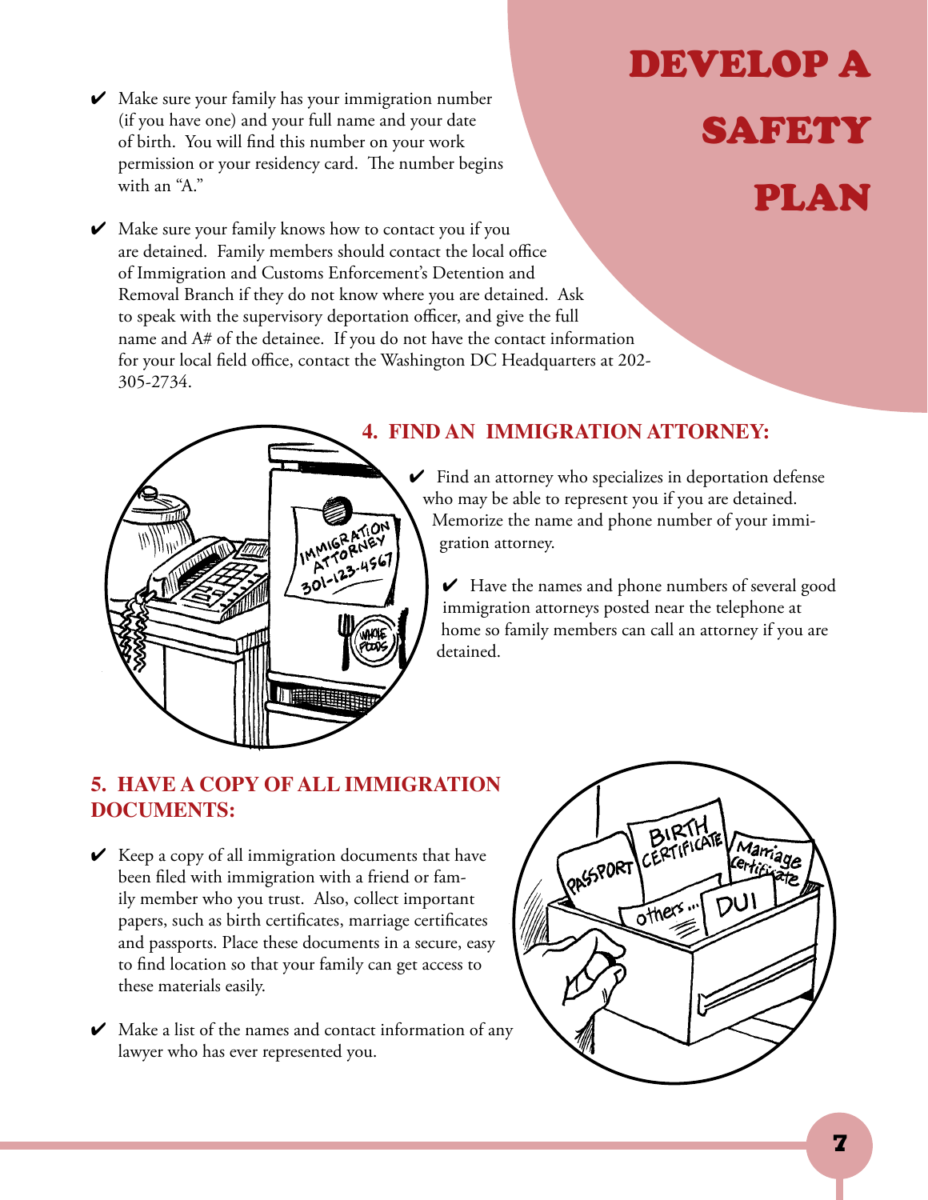# DEVELOP A SAFETY PLAN

- ✔ Make sure your family has your immigration number (if you have one) and your full name and your date of birth. You will find this number on your work permission or your residency card. The number begins with an "A."

- ✔ Make sure your family knows how to contact you if you are detained. Family members should contact the local office of Immigration and Customs Enforcement's Detention and Removal Branch if they do not know where you are detained. Ask to speak with the supervisory deportation officer, and give the full name and A# of the detainee. If you do not have the contact information for your local field office, contact the Washington DC Headquarters at 202-305-2734.

## 4. FIND AN IMMIGRATION ATTORNEY:

- ✔ Find an attorney who specializes in deportation defense who may be able to represent you if you are detained. Memorize the name and phone number of your immigration attorney.

- ✔ Have the names and phone numbers of several good immigration attorneys posted near the telephone at home so family members can call an attorney if you are detained.

## 5. HAVE A COPY OF ALL IMMIGRATION DOCUMENTS:

- ✔ Keep a copy of all immigration documents that have been filed with immigration with a friend or family member who you trust. Also, collect important papers, such as birth certificates, marriage certificates and passports. Place these documents in a secure, easy to find location so that your family can get access to these materials easily.

- ✔ Make a list of the names and contact information of any lawyer who has ever represented you.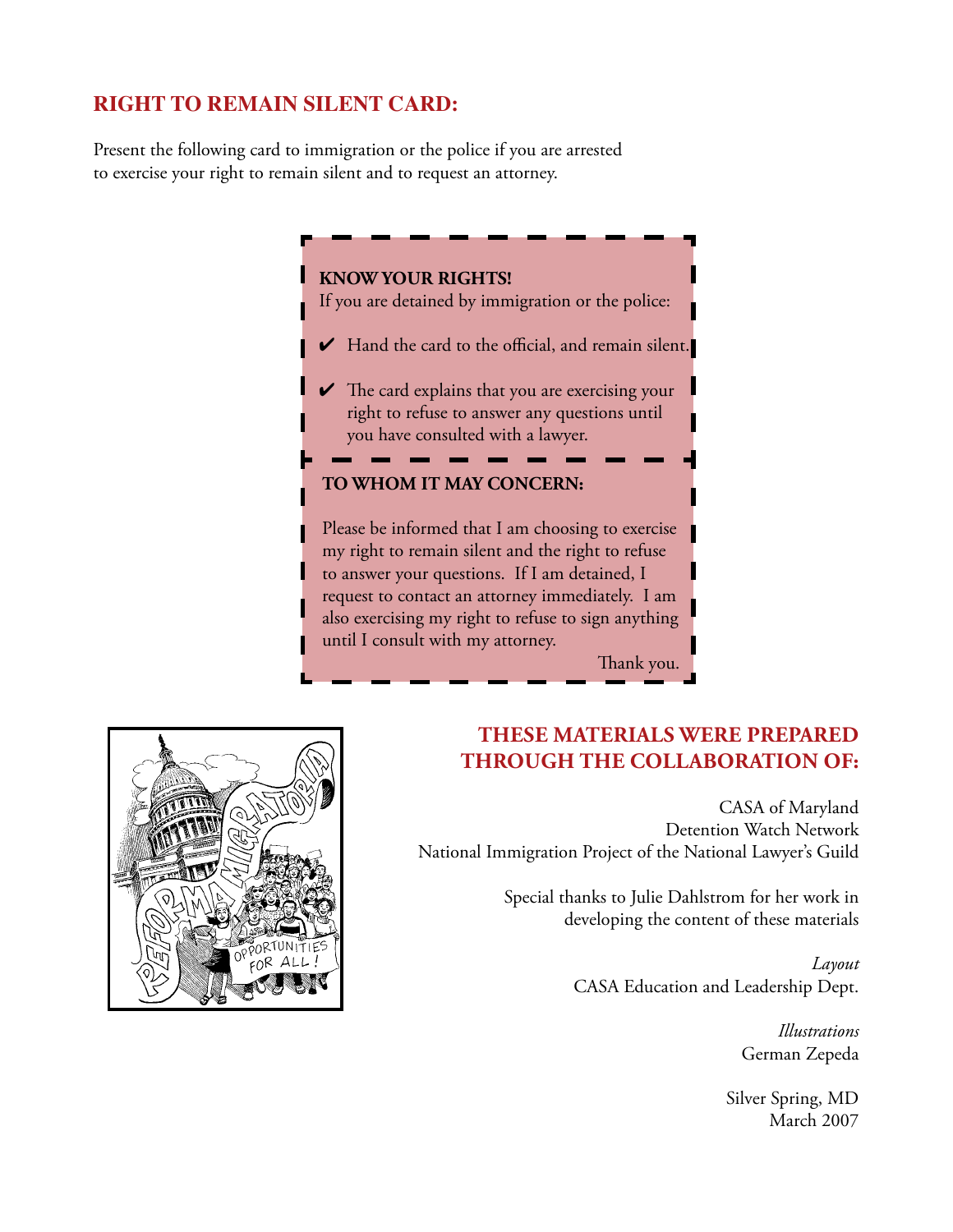## RIGHT TO REMAIN SILENT CARD:

Present the following card to immigration or the police if you are arrested to exercise your right to remain silent and to request an attorney.

**KNOW YOUR RIGHTS!**
If you are detained by immigration or the police:

- ✔ Hand the card to the official, and remain silent.
- ✔ The card explains that you are exercising your right to refuse to answer any questions until you have consulted with a lawyer.

**TO WHOM IT MAY CONCERN:**

Please be informed that I am choosing to exercise my right to remain silent and the right to refuse to answer your questions. If I am detained, I request to contact an attorney immediately. I am also exercising my right to refuse to sign anything until I consult with my attorney.

Thank you.

## THESE MATERIALS WERE PREPARED THROUGH THE COLLABORATION OF:

CASA of Maryland
Detention Watch Network
National Immigration Project of the National Lawyer's Guild

Special thanks to Julie Dahlstrom for her work in developing the content of these materials

*Layout*
CASA Education and Leadership Dept.

*Illustrations*
German Zepeda

Silver Spring, MD
March 2007